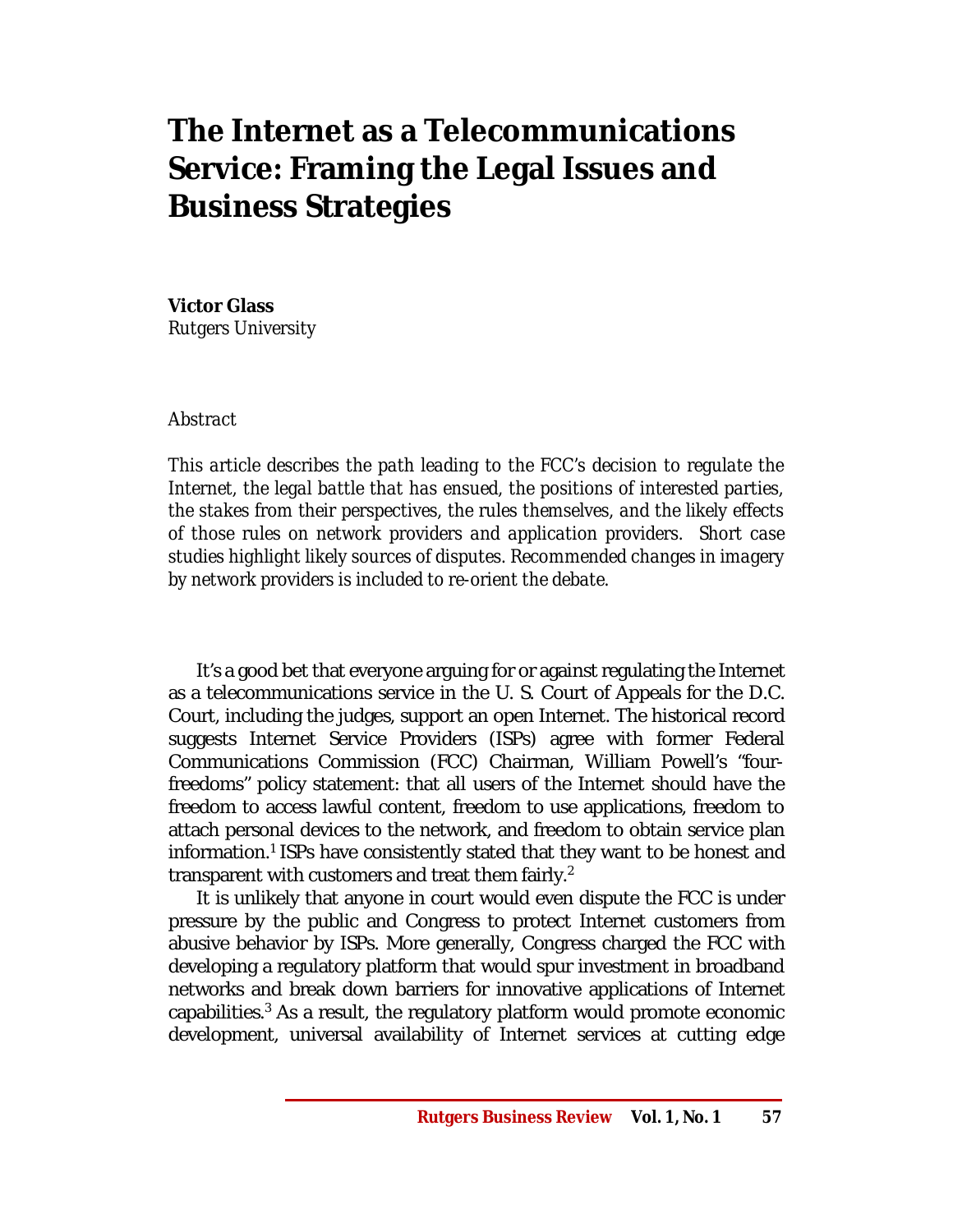# The Internet as a Telecommunications Service: Framing the Legal Issues and Business Strategies

**Victor Glass**
*Rutgers University*

*Abstract*

*This article describes the path leading to the FCC's decision to regulate the Internet, the legal battle that has ensued, the positions of interested parties, the stakes from their perspectives, the rules themselves, and the likely effects of those rules on network providers and application providers. Short case studies highlight likely sources of disputes. Recommended changes in imagery by network providers is included to re-orient the debate.*

It's a good bet that everyone arguing for or against regulating the Internet as a telecommunications service in the U. S. Court of Appeals for the D.C. Court, including the judges, support an open Internet. The historical record suggests Internet Service Providers (ISPs) agree with former Federal Communications Commission (FCC) Chairman, William Powell's "four-freedoms" policy statement: that all users of the Internet should have the freedom to access lawful content, freedom to use applications, freedom to attach personal devices to the network, and freedom to obtain service plan information.[1] ISPs have consistently stated that they want to be honest and transparent with customers and treat them fairly.[2]

It is unlikely that anyone in court would even dispute the FCC is under pressure by the public and Congress to protect Internet customers from abusive behavior by ISPs. More generally, Congress charged the FCC with developing a regulatory platform that would spur investment in broadband networks and break down barriers for innovative applications of Internet capabilities.[3] As a result, the regulatory platform would promote economic development, universal availability of Internet services at cutting edge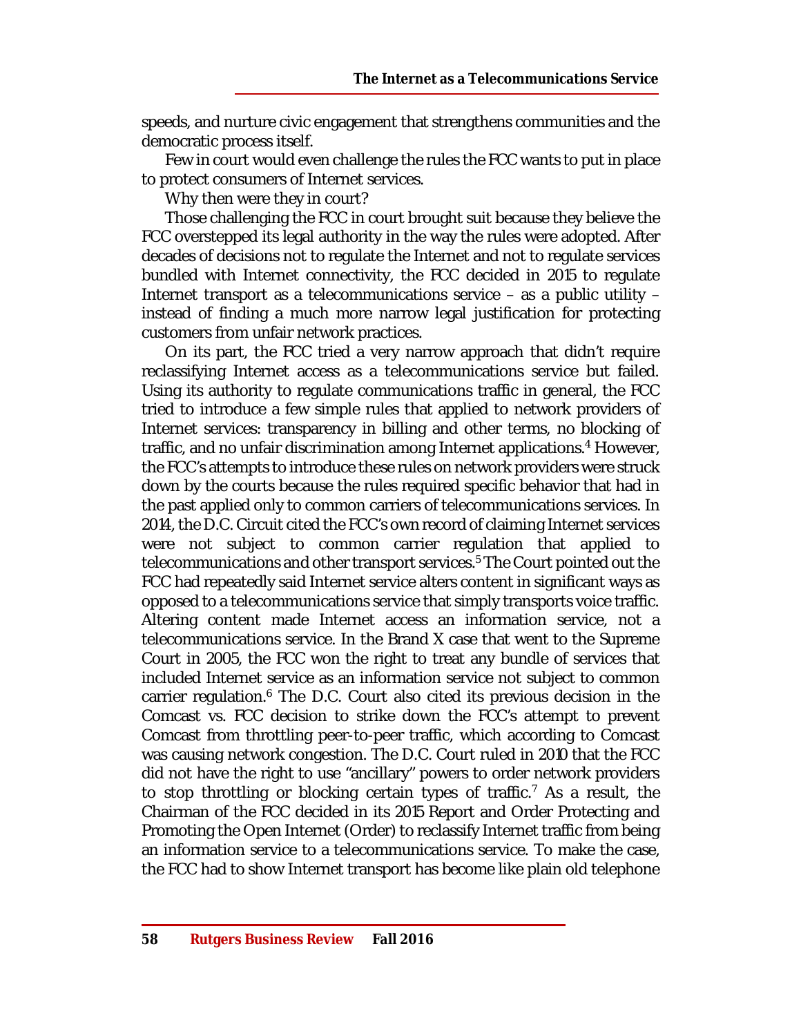speeds, and nurture civic engagement that strengthens communities and the democratic process itself.

Few in court would even challenge the rules the FCC wants to put in place to protect consumers of Internet services.

Why then were they in court?

Those challenging the FCC in court brought suit because they believe the FCC overstepped its legal authority in the way the rules were adopted. After decades of decisions not to regulate the Internet and not to regulate services bundled with Internet connectivity, the FCC decided in 2015 to regulate Internet transport as a telecommunications service – as a public utility – instead of finding a much more narrow legal justification for protecting customers from unfair network practices.

On its part, the FCC tried a very narrow approach that didn't require reclassifying Internet access as a telecommunications service but failed. Using its authority to regulate communications traffic in general, the FCC tried to introduce a few simple rules that applied to network providers of Internet services: transparency in billing and other terms, no blocking of traffic, and no unfair discrimination among Internet applications.[4] However, the FCC's attempts to introduce these rules on network providers were struck down by the courts because the rules required specific behavior that had in the past applied only to common carriers of telecommunications services. In 2014, the D.C. Circuit cited the FCC's own record of claiming Internet services were not subject to common carrier regulation that applied to telecommunications and other transport services.[5] The Court pointed out the FCC had repeatedly said Internet service alters content in significant ways as opposed to a telecommunications service that simply transports voice traffic. Altering content made Internet access an information service, not a telecommunications service. In the Brand X case that went to the Supreme Court in 2005, the FCC won the right to treat any bundle of services that included Internet service as an information service not subject to common carrier regulation.[6] The D.C. Court also cited its previous decision in the Comcast vs. FCC decision to strike down the FCC's attempt to prevent Comcast from throttling peer-to-peer traffic, which according to Comcast was causing network congestion. The D.C. Court ruled in 2010 that the FCC did not have the right to use "ancillary" powers to order network providers to stop throttling or blocking certain types of traffic.[7] As a result, the Chairman of the FCC decided in its 2015 Report and Order Protecting and Promoting the Open Internet (Order) to reclassify Internet traffic from being an information service to a telecommunications service. To make the case, the FCC had to show Internet transport has become like plain old telephone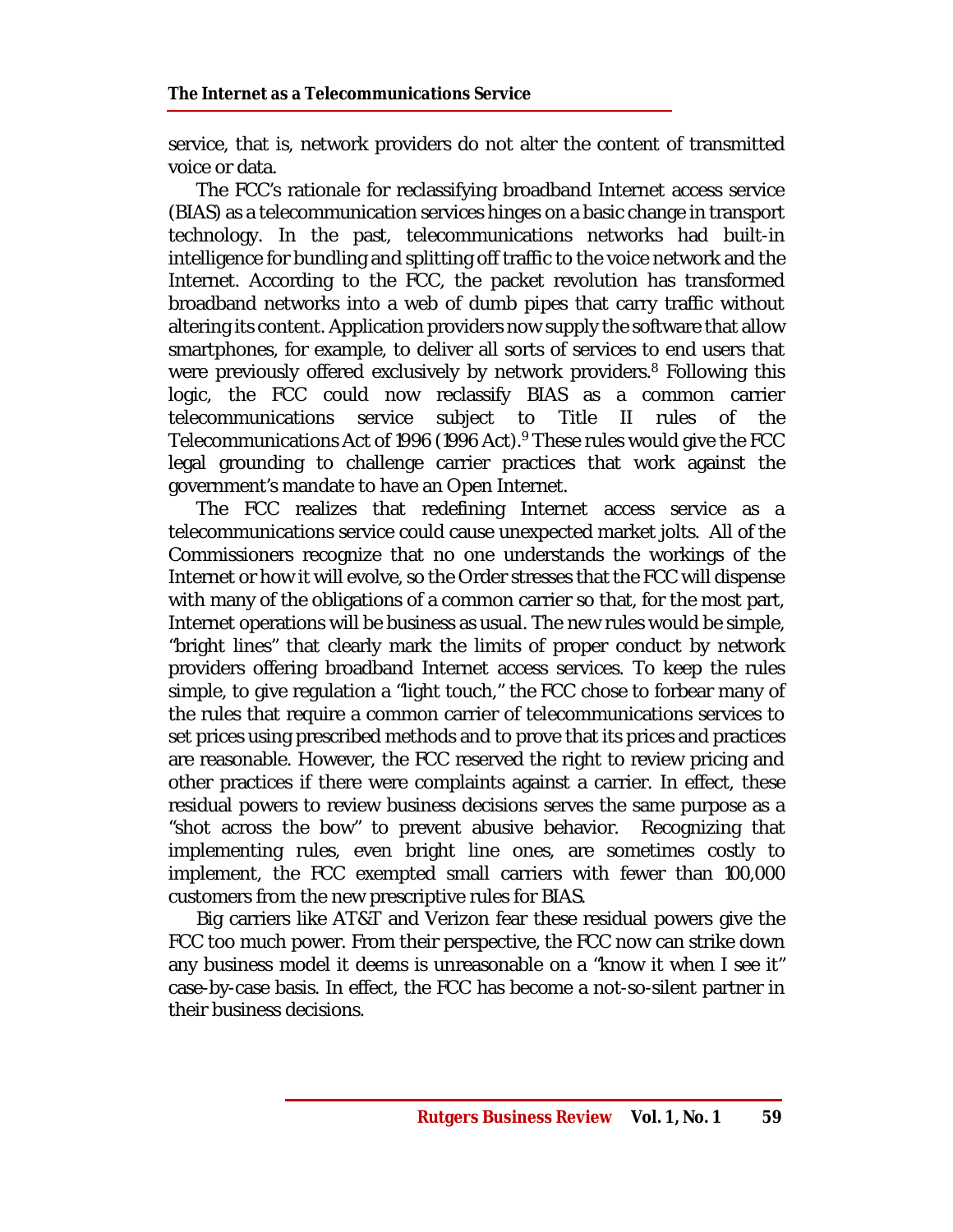service, that is, network providers do not alter the content of transmitted voice or data.

The FCC's rationale for reclassifying broadband Internet access service (BIAS) as a telecommunication services hinges on a basic change in transport technology. In the past, telecommunications networks had built-in intelligence for bundling and splitting off traffic to the voice network and the Internet. According to the FCC, the packet revolution has transformed broadband networks into a web of dumb pipes that carry traffic without altering its content. Application providers now supply the software that allow smartphones, for example, to deliver all sorts of services to end users that were previously offered exclusively by network providers.[8] Following this logic, the FCC could now reclassify BIAS as a common carrier telecommunications service subject to Title II rules of the Telecommunications Act of 1996 (1996 Act).[9] These rules would give the FCC legal grounding to challenge carrier practices that work against the government's mandate to have an Open Internet.

The FCC realizes that redefining Internet access service as a telecommunications service could cause unexpected market jolts. All of the Commissioners recognize that no one understands the workings of the Internet or how it will evolve, so the Order stresses that the FCC will dispense with many of the obligations of a common carrier so that, for the most part, Internet operations will be business as usual. The new rules would be simple, "bright lines" that clearly mark the limits of proper conduct by network providers offering broadband Internet access services. To keep the rules simple, to give regulation a "light touch," the FCC chose to forbear many of the rules that require a common carrier of telecommunications services to set prices using prescribed methods and to prove that its prices and practices are reasonable. However, the FCC reserved the right to review pricing and other practices if there were complaints against a carrier. In effect, these residual powers to review business decisions serves the same purpose as a "shot across the bow" to prevent abusive behavior. Recognizing that implementing rules, even bright line ones, are sometimes costly to implement, the FCC exempted small carriers with fewer than 100,000 customers from the new prescriptive rules for BIAS.

Big carriers like AT&T and Verizon fear these residual powers give the FCC too much power. From their perspective, the FCC now can strike down any business model it deems is unreasonable on a "know it when I see it" case-by-case basis. In effect, the FCC has become a not-so-silent partner in their business decisions.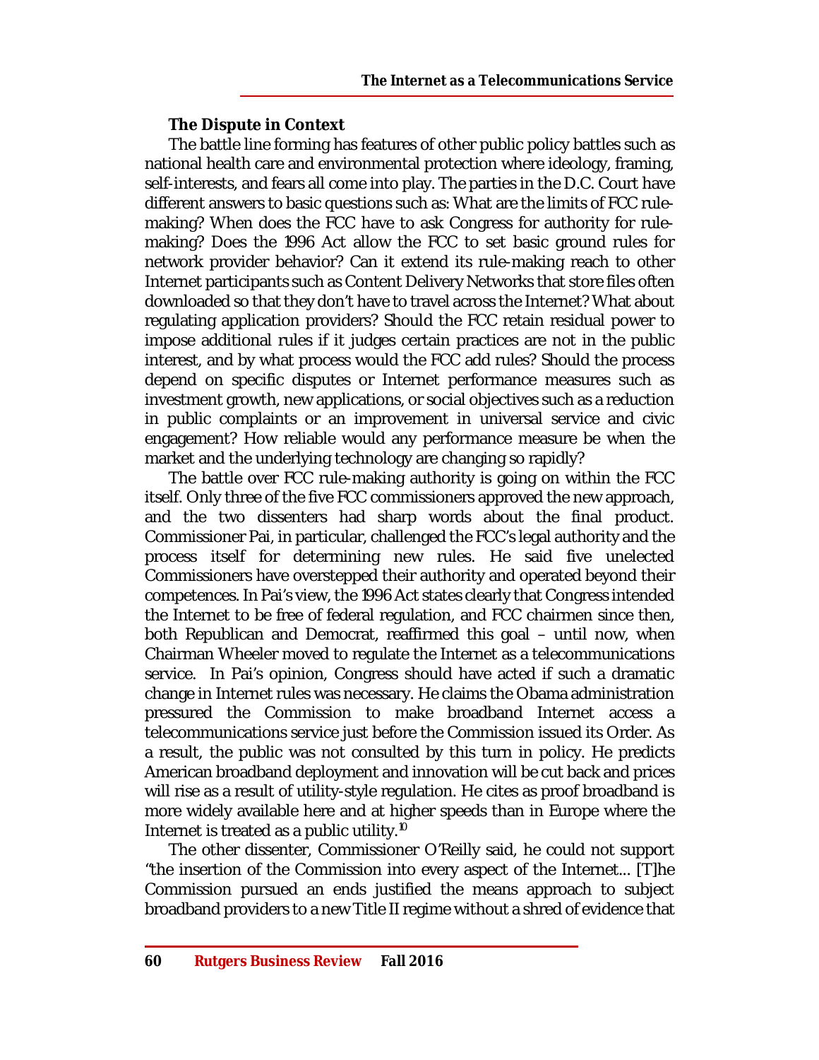### The Dispute in Context

The battle line forming has features of other public policy battles such as national health care and environmental protection where ideology, framing, self-interests, and fears all come into play. The parties in the D.C. Court have different answers to basic questions such as: What are the limits of FCC rule-making? When does the FCC have to ask Congress for authority for rule-making? Does the 1996 Act allow the FCC to set basic ground rules for network provider behavior? Can it extend its rule-making reach to other Internet participants such as Content Delivery Networks that store files often downloaded so that they don't have to travel across the Internet? What about regulating application providers? Should the FCC retain residual power to impose additional rules if it judges certain practices are not in the public interest, and by what process would the FCC add rules? Should the process depend on specific disputes or Internet performance measures such as investment growth, new applications, or social objectives such as a reduction in public complaints or an improvement in universal service and civic engagement? How reliable would any performance measure be when the market and the underlying technology are changing so rapidly?

The battle over FCC rule-making authority is going on within the FCC itself. Only three of the five FCC commissioners approved the new approach, and the two dissenters had sharp words about the final product. Commissioner Pai, in particular, challenged the FCC's legal authority and the process itself for determining new rules. He said five unelected Commissioners have overstepped their authority and operated beyond their competences. In Pai's view, the 1996 Act states clearly that Congress intended the Internet to be free of federal regulation, and FCC chairmen since then, both Republican and Democrat, reaffirmed this goal – until now, when Chairman Wheeler moved to regulate the Internet as a telecommunications service. In Pai's opinion, Congress should have acted if such a dramatic change in Internet rules was necessary. He claims the Obama administration pressured the Commission to make broadband Internet access a telecommunications service just before the Commission issued its Order. As a result, the public was not consulted by this turn in policy. He predicts American broadband deployment and innovation will be cut back and prices will rise as a result of utility-style regulation. He cites as proof broadband is more widely available here and at higher speeds than in Europe where the Internet is treated as a public utility.[10]

The other dissenter, Commissioner O'Reilly said, he could not support "the insertion of the Commission into every aspect of the Internet... [T]he Commission pursued an ends justified the means approach to subject broadband providers to a new Title II regime without a shred of evidence that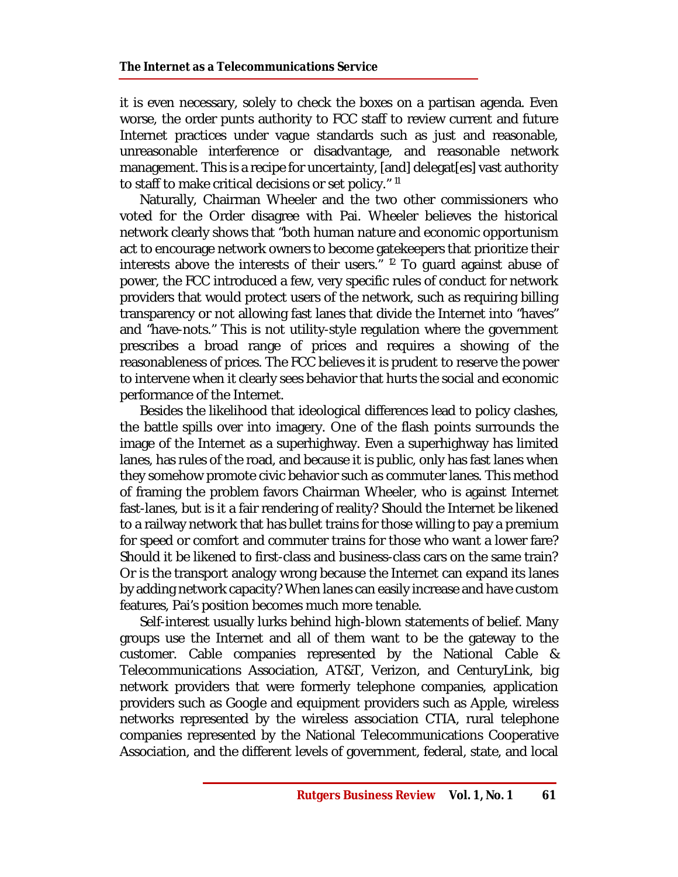it is even necessary, solely to check the boxes on a partisan agenda. Even worse, the order punts authority to FCC staff to review current and future Internet practices under vague standards such as just and reasonable, unreasonable interference or disadvantage, and reasonable network management. This is a recipe for uncertainty, [and] delegat[es] vast authority to staff to make critical decisions or set policy." [11]

Naturally, Chairman Wheeler and the two other commissioners who voted for the Order disagree with Pai. Wheeler believes the historical network clearly shows that "both human nature and economic opportunism act to encourage network owners to become gatekeepers that prioritize their interests above the interests of their users." [12] To guard against abuse of power, the FCC introduced a few, very specific rules of conduct for network providers that would protect users of the network, such as requiring billing transparency or not allowing fast lanes that divide the Internet into "haves" and "have-nots." This is not utility-style regulation where the government prescribes a broad range of prices and requires a showing of the reasonableness of prices. The FCC believes it is prudent to reserve the power to intervene when it clearly sees behavior that hurts the social and economic performance of the Internet.

Besides the likelihood that ideological differences lead to policy clashes, the battle spills over into imagery. One of the flash points surrounds the image of the Internet as a superhighway. Even a superhighway has limited lanes, has rules of the road, and because it is public, only has fast lanes when they somehow promote civic behavior such as commuter lanes. This method of framing the problem favors Chairman Wheeler, who is against Internet fast-lanes, but is it a fair rendering of reality? Should the Internet be likened to a railway network that has bullet trains for those willing to pay a premium for speed or comfort and commuter trains for those who want a lower fare? Should it be likened to first-class and business-class cars on the same train? Or is the transport analogy wrong because the Internet can expand its lanes by adding network capacity? When lanes can easily increase and have custom features, Pai's position becomes much more tenable.

Self-interest usually lurks behind high-blown statements of belief. Many groups use the Internet and all of them want to be the gateway to the customer. Cable companies represented by the National Cable & Telecommunications Association, AT&T, Verizon, and CenturyLink, big network providers that were formerly telephone companies, application providers such as Google and equipment providers such as Apple, wireless networks represented by the wireless association CTIA, rural telephone companies represented by the National Telecommunications Cooperative Association, and the different levels of government, federal, state, and local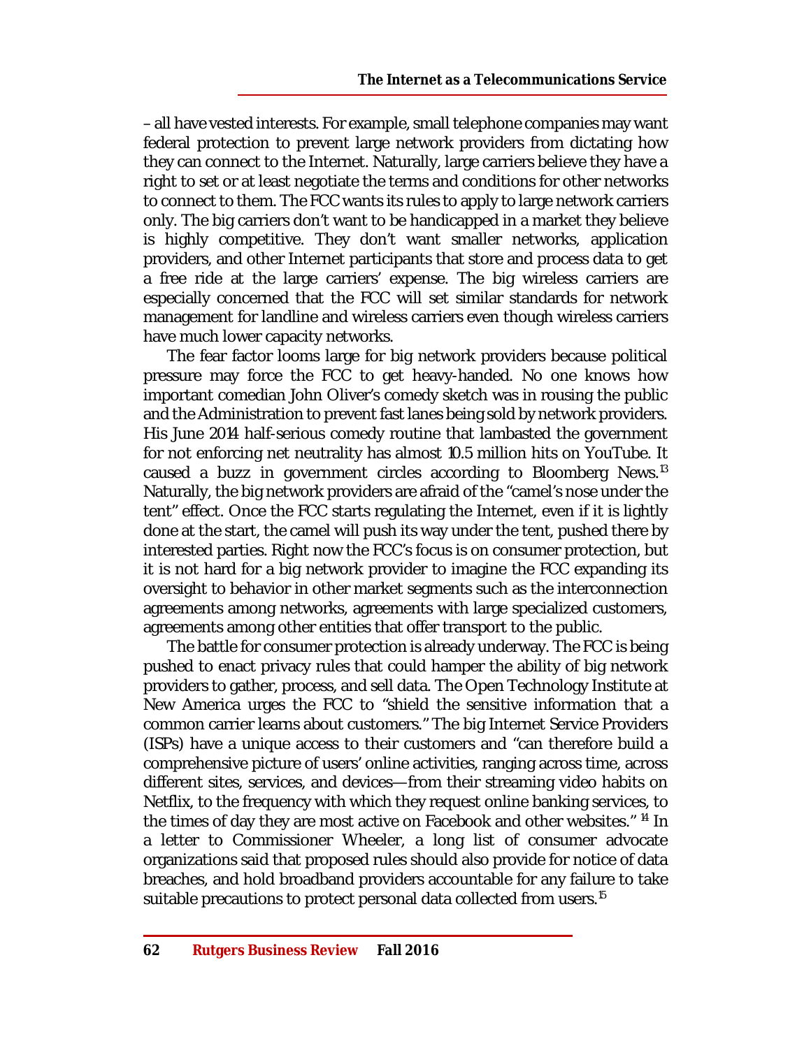– all have vested interests. For example, small telephone companies may want federal protection to prevent large network providers from dictating how they can connect to the Internet. Naturally, large carriers believe they have a right to set or at least negotiate the terms and conditions for other networks to connect to them. The FCC wants its rules to apply to large network carriers only. The big carriers don't want to be handicapped in a market they believe is highly competitive. They don't want smaller networks, application providers, and other Internet participants that store and process data to get a free ride at the large carriers' expense. The big wireless carriers are especially concerned that the FCC will set similar standards for network management for landline and wireless carriers even though wireless carriers have much lower capacity networks.

The fear factor looms large for big network providers because political pressure may force the FCC to get heavy-handed. No one knows how important comedian John Oliver's comedy sketch was in rousing the public and the Administration to prevent fast lanes being sold by network providers. His June 2014 half-serious comedy routine that lambasted the government for not enforcing net neutrality has almost 10.5 million hits on YouTube. It caused a buzz in government circles according to Bloomberg News.[13] Naturally, the big network providers are afraid of the "camel's nose under the tent" effect. Once the FCC starts regulating the Internet, even if it is lightly done at the start, the camel will push its way under the tent, pushed there by interested parties. Right now the FCC's focus is on consumer protection, but it is not hard for a big network provider to imagine the FCC expanding its oversight to behavior in other market segments such as the interconnection agreements among networks, agreements with large specialized customers, agreements among other entities that offer transport to the public.

The battle for consumer protection is already underway. The FCC is being pushed to enact privacy rules that could hamper the ability of big network providers to gather, process, and sell data. The Open Technology Institute at New America urges the FCC to "shield the sensitive information that a common carrier learns about customers." The big Internet Service Providers (ISPs) have a unique access to their customers and "can therefore build a comprehensive picture of users' online activities, ranging across time, across different sites, services, and devices—from their streaming video habits on Netflix, to the frequency with which they request online banking services, to the times of day they are most active on Facebook and other websites." [14] In a letter to Commissioner Wheeler, a long list of consumer advocate organizations said that proposed rules should also provide for notice of data breaches, and hold broadband providers accountable for any failure to take suitable precautions to protect personal data collected from users.[15]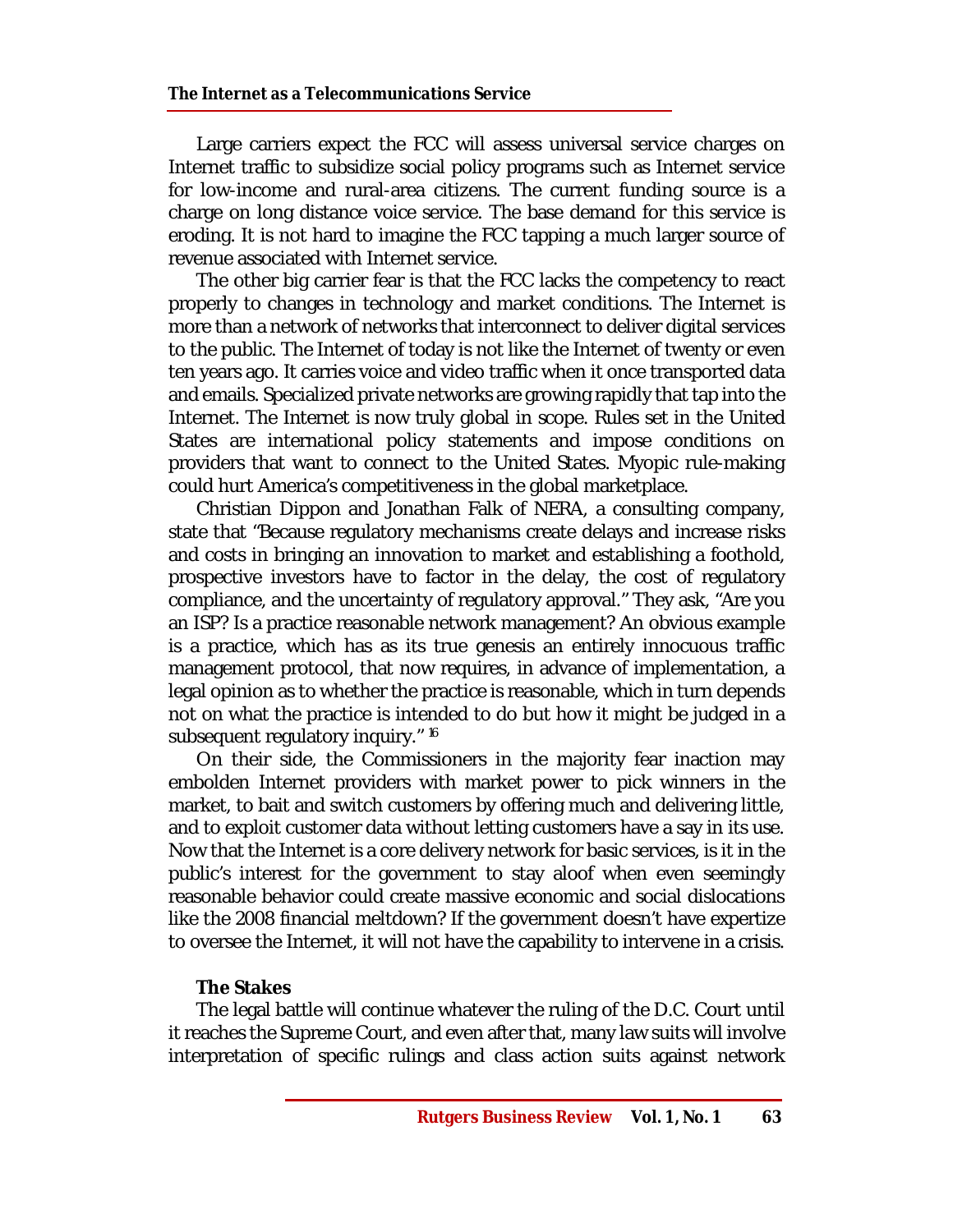Large carriers expect the FCC will assess universal service charges on Internet traffic to subsidize social policy programs such as Internet service for low-income and rural-area citizens. The current funding source is a charge on long distance voice service. The base demand for this service is eroding. It is not hard to imagine the FCC tapping a much larger source of revenue associated with Internet service.

The other big carrier fear is that the FCC lacks the competency to react properly to changes in technology and market conditions. The Internet is more than a network of networks that interconnect to deliver digital services to the public. The Internet of today is not like the Internet of twenty or even ten years ago. It carries voice and video traffic when it once transported data and emails. Specialized private networks are growing rapidly that tap into the Internet. The Internet is now truly global in scope. Rules set in the United States are international policy statements and impose conditions on providers that want to connect to the United States. Myopic rule-making could hurt America's competitiveness in the global marketplace.

Christian Dippon and Jonathan Falk of NERA, a consulting company, state that "Because regulatory mechanisms create delays and increase risks and costs in bringing an innovation to market and establishing a foothold, prospective investors have to factor in the delay, the cost of regulatory compliance, and the uncertainty of regulatory approval." They ask, "Are you an ISP? Is a practice reasonable network management? An obvious example is a practice, which has as its true genesis an entirely innocuous traffic management protocol, that now requires, in advance of implementation, a legal opinion as to whether the practice is reasonable, which in turn depends not on what the practice is intended to do but how it might be judged in a subsequent regulatory inquiry." [16]

On their side, the Commissioners in the majority fear inaction may embolden Internet providers with market power to pick winners in the market, to bait and switch customers by offering much and delivering little, and to exploit customer data without letting customers have a say in its use. Now that the Internet is a core delivery network for basic services, is it in the public's interest for the government to stay aloof when even seemingly reasonable behavior could create massive economic and social dislocations like the 2008 financial meltdown? If the government doesn't have expertize to oversee the Internet, it will not have the capability to intervene in a crisis.

**The Stakes**

The legal battle will continue whatever the ruling of the D.C. Court until it reaches the Supreme Court, and even after that, many law suits will involve interpretation of specific rulings and class action suits against network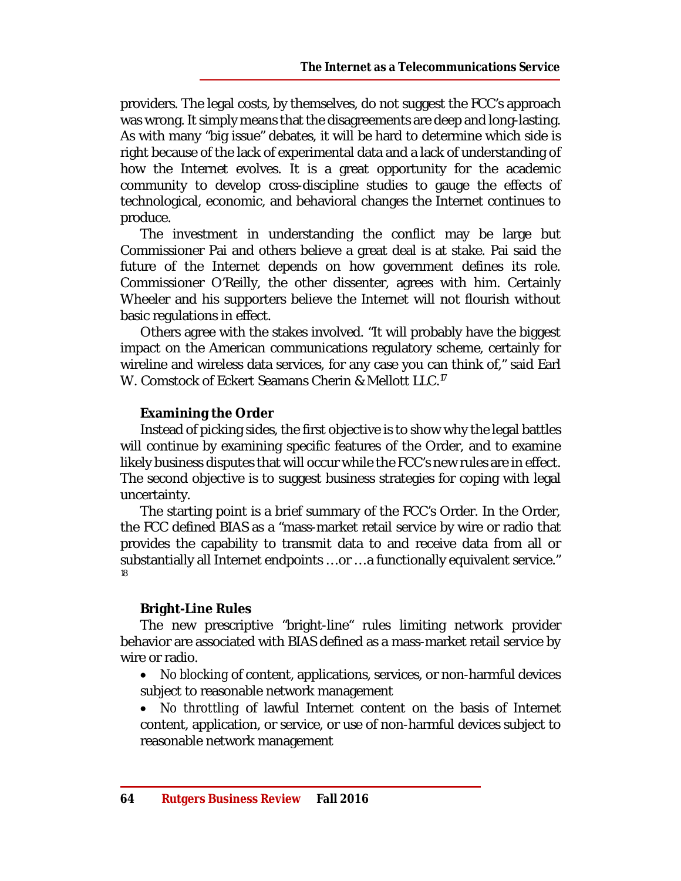providers. The legal costs, by themselves, do not suggest the FCC's approach was wrong. It simply means that the disagreements are deep and long-lasting. As with many "big issue" debates, it will be hard to determine which side is right because of the lack of experimental data and a lack of understanding of how the Internet evolves. It is a great opportunity for the academic community to develop cross-discipline studies to gauge the effects of technological, economic, and behavioral changes the Internet continues to produce.

The investment in understanding the conflict may be large but Commissioner Pai and others believe a great deal is at stake. Pai said the future of the Internet depends on how government defines its role. Commissioner O'Reilly, the other dissenter, agrees with him. Certainly Wheeler and his supporters believe the Internet will not flourish without basic regulations in effect.

Others agree with the stakes involved. "It will probably have the biggest impact on the American communications regulatory scheme, certainly for wireline and wireless data services, for any case you can think of," said Earl W. Comstock of Eckert Seamans Cherin & Mellott LLC.[17]

### Examining the Order

Instead of picking sides, the first objective is to show why the legal battles will continue by examining specific features of the Order, and to examine likely business disputes that will occur while the FCC's new rules are in effect. The second objective is to suggest business strategies for coping with legal uncertainty.

The starting point is a brief summary of the FCC's Order. In the Order, the FCC defined BIAS as a "mass-market retail service by wire or radio that provides the capability to transmit data to and receive data from all or substantially all Internet endpoints …or …a functionally equivalent service."[18]

### Bright-Line Rules

The new prescriptive "bright-line" rules limiting network provider behavior are associated with BIAS defined as a mass-market retail service by wire or radio.

- *No blocking* of content, applications, services, or non-harmful devices subject to reasonable network management
- *No throttling* of lawful Internet content on the basis of Internet content, application, or service, or use of non-harmful devices subject to reasonable network management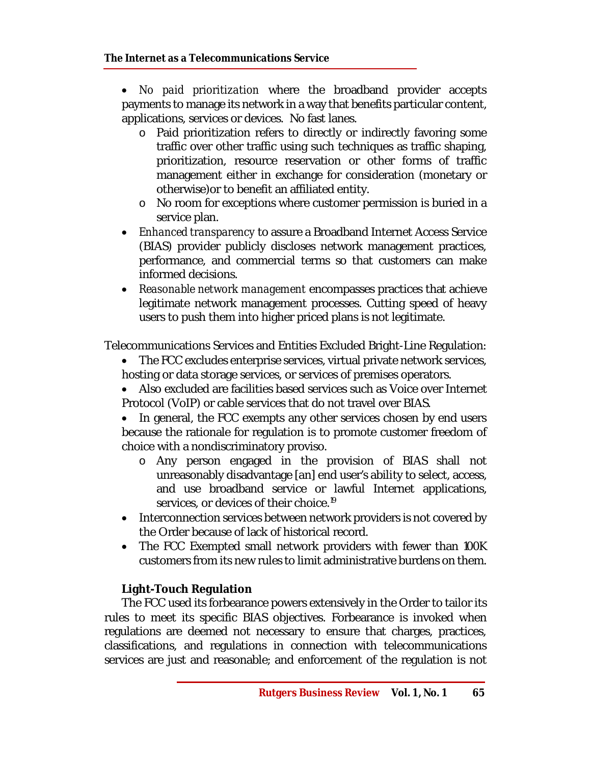- *No paid prioritization* where the broadband provider accepts payments to manage its network in a way that benefits particular content, applications, services or devices. No fast lanes.
  - Paid prioritization refers to directly or indirectly favoring some traffic over other traffic using such techniques as traffic shaping, prioritization, resource reservation or other forms of traffic management either in exchange for consideration (monetary or otherwise)or to benefit an affiliated entity.
  - No room for exceptions where customer permission is buried in a service plan.
- *Enhanced transparency* to assure a Broadband Internet Access Service (BIAS) provider publicly discloses network management practices, performance, and commercial terms so that customers can make informed decisions.
- *Reasonable network management* encompasses practices that achieve legitimate network management processes. Cutting speed of heavy users to push them into higher priced plans is not legitimate.

Telecommunications Services and Entities Excluded Bright-Line Regulation:

- The FCC excludes enterprise services, virtual private network services, hosting or data storage services, or services of premises operators.
- Also excluded are facilities based services such as Voice over Internet Protocol (VoIP) or cable services that do not travel over BIAS.
- In general, the FCC exempts any other services chosen by end users because the rationale for regulation is to promote customer freedom of choice with a nondiscriminatory proviso.
  - Any person engaged in the provision of BIAS shall not unreasonably disadvantage [an] end user's ability to select, access, and use broadband service or lawful Internet applications, services, or devices of their choice.[19]
- Interconnection services between network providers is not covered by the Order because of lack of historical record.
- The FCC Exempted small network providers with fewer than 100K customers from its new rules to limit administrative burdens on them.

**Light-Touch Regulation**

The FCC used its forbearance powers extensively in the Order to tailor its rules to meet its specific BIAS objectives. Forbearance is invoked when regulations are deemed not necessary to ensure that charges, practices, classifications, and regulations in connection with telecommunications services are just and reasonable; and enforcement of the regulation is not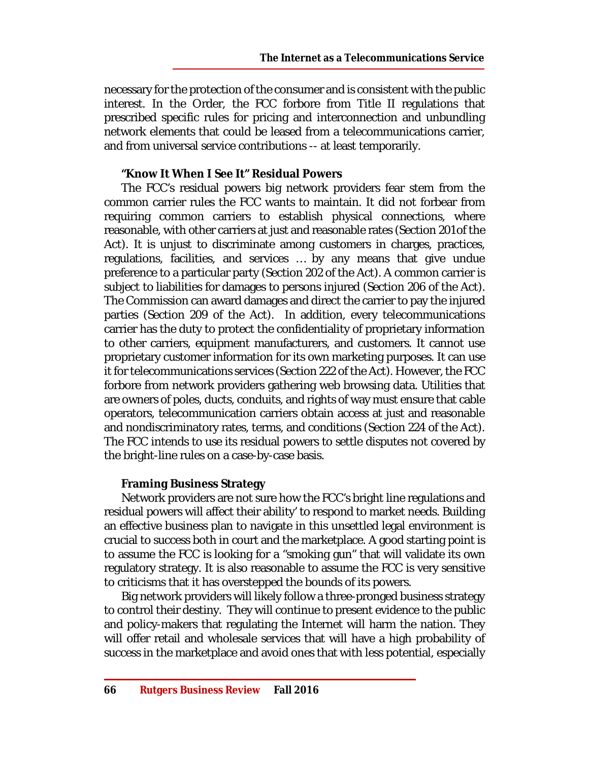necessary for the protection of the consumer and is consistent with the public interest. In the Order, the FCC forbore from Title II regulations that prescribed specific rules for pricing and interconnection and unbundling network elements that could be leased from a telecommunications carrier, and from universal service contributions -- at least temporarily.

### "Know It When I See It" Residual Powers

The FCC's residual powers big network providers fear stem from the common carrier rules the FCC wants to maintain. It did not forbear from requiring common carriers to establish physical connections, where reasonable, with other carriers at just and reasonable rates (Section 201of the Act). It is unjust to discriminate among customers in charges, practices, regulations, facilities, and services … by any means that give undue preference to a particular party (Section 202 of the Act). A common carrier is subject to liabilities for damages to persons injured (Section 206 of the Act). The Commission can award damages and direct the carrier to pay the injured parties (Section 209 of the Act). In addition, every telecommunications carrier has the duty to protect the confidentiality of proprietary information to other carriers, equipment manufacturers, and customers. It cannot use proprietary customer information for its own marketing purposes. It can use it for telecommunications services (Section 222 of the Act). However, the FCC forbore from network providers gathering web browsing data. Utilities that are owners of poles, ducts, conduits, and rights of way must ensure that cable operators, telecommunication carriers obtain access at just and reasonable and nondiscriminatory rates, terms, and conditions (Section 224 of the Act). The FCC intends to use its residual powers to settle disputes not covered by the bright-line rules on a case-by-case basis.

### Framing Business Strategy

Network providers are not sure how the FCC's bright line regulations and residual powers will affect their ability' to respond to market needs. Building an effective business plan to navigate in this unsettled legal environment is crucial to success both in court and the marketplace. A good starting point is to assume the FCC is looking for a "smoking gun" that will validate its own regulatory strategy. It is also reasonable to assume the FCC is very sensitive to criticisms that it has overstepped the bounds of its powers.

Big network providers will likely follow a three-pronged business strategy to control their destiny. They will continue to present evidence to the public and policy-makers that regulating the Internet will harm the nation. They will offer retail and wholesale services that will have a high probability of success in the marketplace and avoid ones that with less potential, especially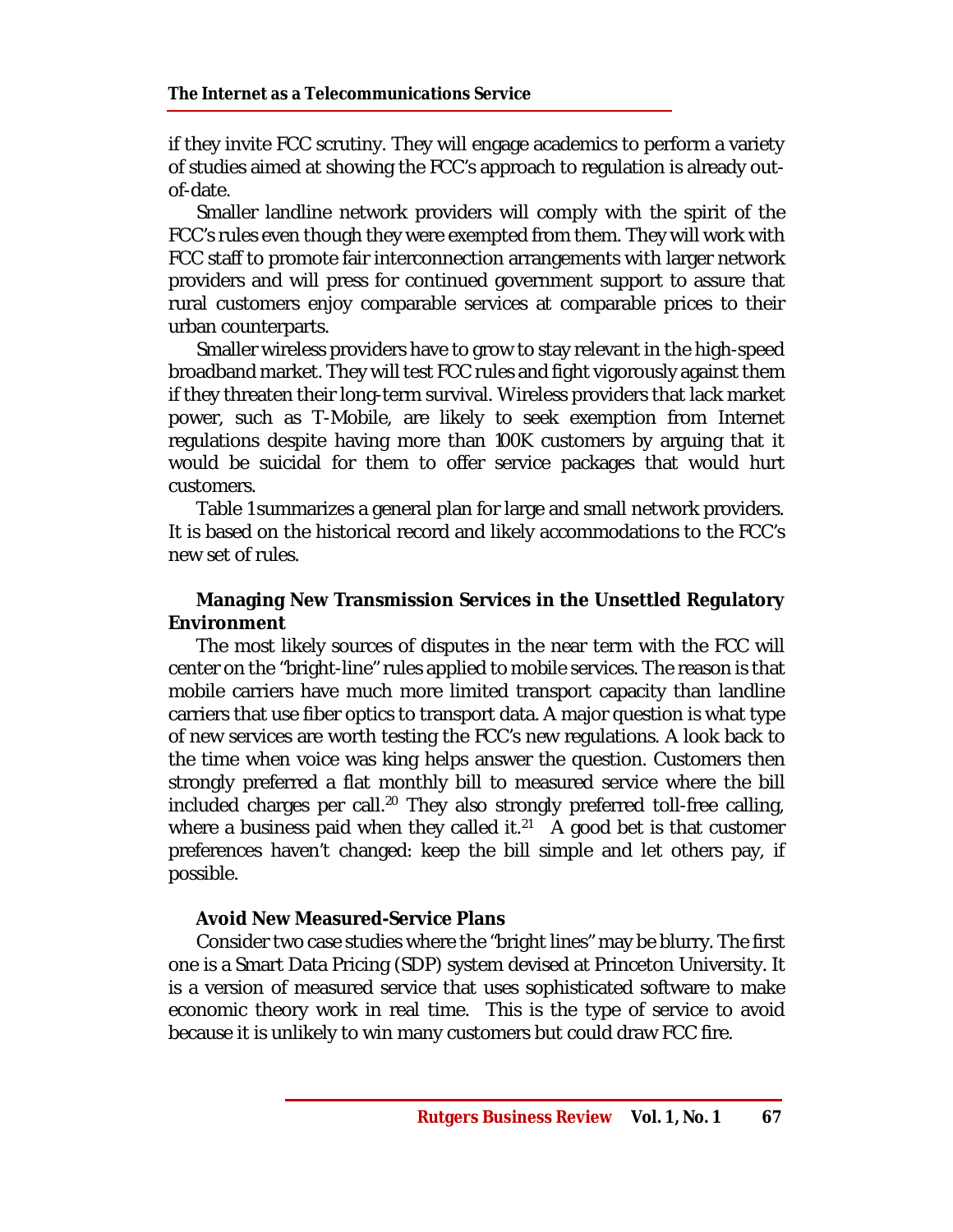if they invite FCC scrutiny. They will engage academics to perform a variety of studies aimed at showing the FCC's approach to regulation is already out-of-date.

Smaller landline network providers will comply with the spirit of the FCC's rules even though they were exempted from them. They will work with FCC staff to promote fair interconnection arrangements with larger network providers and will press for continued government support to assure that rural customers enjoy comparable services at comparable prices to their urban counterparts.

Smaller wireless providers have to grow to stay relevant in the high-speed broadband market. They will test FCC rules and fight vigorously against them if they threaten their long-term survival. Wireless providers that lack market power, such as T-Mobile, are likely to seek exemption from Internet regulations despite having more than 100K customers by arguing that it would be suicidal for them to offer service packages that would hurt customers.

Table 1 summarizes a general plan for large and small network providers. It is based on the historical record and likely accommodations to the FCC's new set of rules.

### Managing New Transmission Services in the Unsettled Regulatory Environment

The most likely sources of disputes in the near term with the FCC will center on the "bright-line" rules applied to mobile services. The reason is that mobile carriers have much more limited transport capacity than landline carriers that use fiber optics to transport data. A major question is what type of new services are worth testing the FCC's new regulations. A look back to the time when voice was king helps answer the question. Customers then strongly preferred a flat monthly bill to measured service where the bill included charges per call.[20] They also strongly preferred toll-free calling, where a business paid when they called it.[21] A good bet is that customer preferences haven't changed: keep the bill simple and let others pay, if possible.

#### Avoid New Measured-Service Plans

Consider two case studies where the "bright lines" may be blurry. The first one is a Smart Data Pricing (SDP) system devised at Princeton University. It is a version of measured service that uses sophisticated software to make economic theory work in real time. This is the type of service to avoid because it is unlikely to win many customers but could draw FCC fire.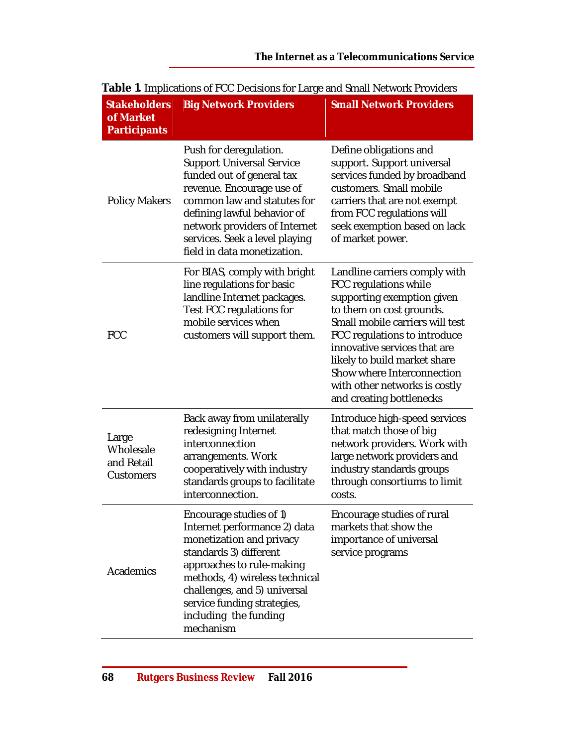**Table 1.** Implications of FCC Decisions for Large and Small Network Providers

| Stakeholders of Market Participants | Big Network Providers | Small Network Providers |
|---|---|---|
| Policy Makers | Push for deregulation. Support Universal Service funded out of general tax revenue. Encourage use of common law and statutes for defining lawful behavior of network providers of Internet services. Seek a level playing field in data monetization. | Define obligations and support. Support universal services funded by broadband customers. Small mobile carriers that are not exempt from FCC regulations will seek exemption based on lack of market power. |
| FCC | For BIAS, comply with bright line regulations for basic landline Internet packages. Test FCC regulations for mobile services when customers will support them. | Landline carriers comply with FCC regulations while supporting exemption given to them on cost grounds. Small mobile carriers will test FCC regulations to introduce innovative services that are likely to build market share Show where Interconnection with other networks is costly and creating bottlenecks |
| Large Wholesale and Retail Customers | Back away from unilaterally redesigning Internet interconnection arrangements. Work cooperatively with industry standards groups to facilitate interconnection. | Introduce high-speed services that match those of big network providers. Work with large network providers and industry standards groups through consortiums to limit costs. |
| Academics | Encourage studies of 1) Internet performance 2) data monetization and privacy standards 3) different approaches to rule-making methods, 4) wireless technical challenges, and 5) universal service funding strategies, including the funding mechanism | Encourage studies of rural markets that show the importance of universal service programs |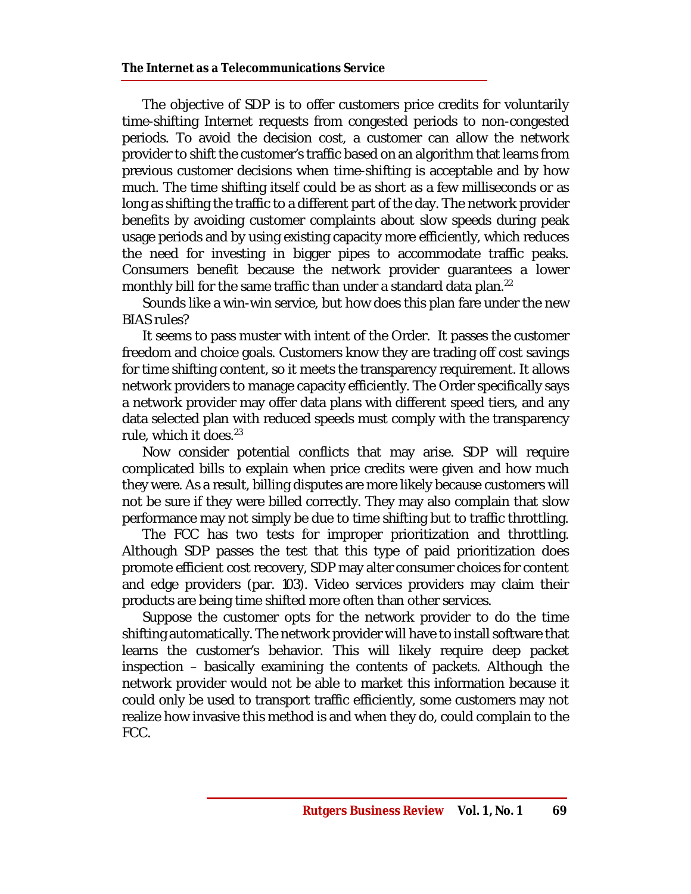The objective of SDP is to offer customers price credits for voluntarily time-shifting Internet requests from congested periods to non-congested periods. To avoid the decision cost, a customer can allow the network provider to shift the customer's traffic based on an algorithm that learns from previous customer decisions when time-shifting is acceptable and by how much. The time shifting itself could be as short as a few milliseconds or as long as shifting the traffic to a different part of the day. The network provider benefits by avoiding customer complaints about slow speeds during peak usage periods and by using existing capacity more efficiently, which reduces the need for investing in bigger pipes to accommodate traffic peaks. Consumers benefit because the network provider guarantees a lower monthly bill for the same traffic than under a standard data plan.[22]

Sounds like a win-win service, but how does this plan fare under the new BIAS rules?

It seems to pass muster with intent of the Order. It passes the customer freedom and choice goals. Customers know they are trading off cost savings for time shifting content, so it meets the transparency requirement. It allows network providers to manage capacity efficiently. The Order specifically says a network provider may offer data plans with different speed tiers, and any data selected plan with reduced speeds must comply with the transparency rule, which it does.[23]

Now consider potential conflicts that may arise. SDP will require complicated bills to explain when price credits were given and how much they were. As a result, billing disputes are more likely because customers will not be sure if they were billed correctly. They may also complain that slow performance may not simply be due to time shifting but to traffic throttling.

The FCC has two tests for improper prioritization and throttling. Although SDP passes the test that this type of paid prioritization does promote efficient cost recovery, SDP may alter consumer choices for content and edge providers (par. 103). Video services providers may claim their products are being time shifted more often than other services.

Suppose the customer opts for the network provider to do the time shifting automatically. The network provider will have to install software that learns the customer's behavior. This will likely require deep packet inspection – basically examining the contents of packets. Although the network provider would not be able to market this information because it could only be used to transport traffic efficiently, some customers may not realize how invasive this method is and when they do, could complain to the FCC.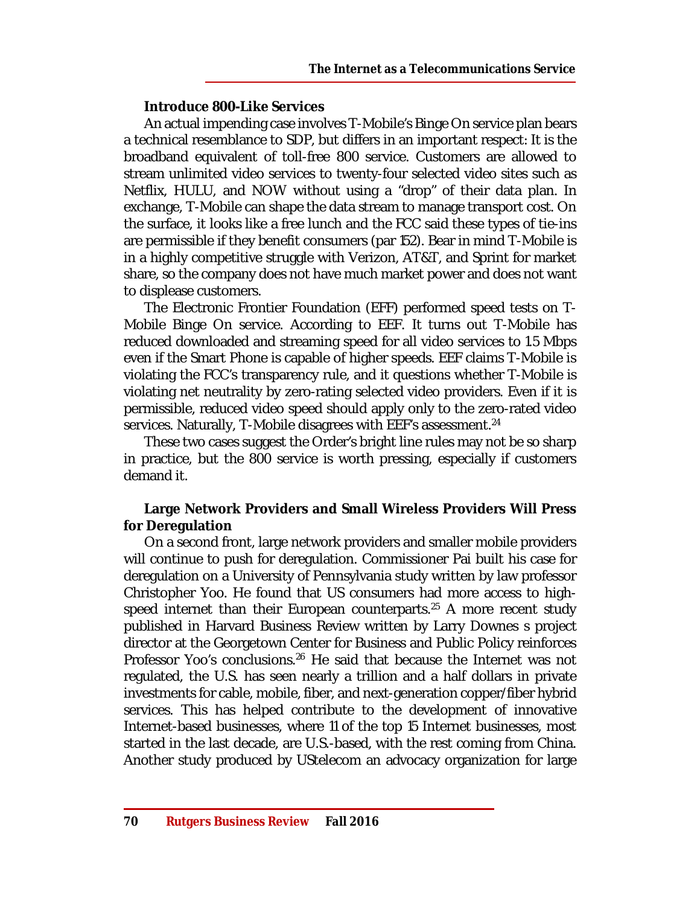### Introduce 800-Like Services

An actual impending case involves T-Mobile's Binge On service plan bears a technical resemblance to SDP, but differs in an important respect: It is the broadband equivalent of toll-free 800 service. Customers are allowed to stream unlimited video services to twenty-four selected video sites such as Netflix, HULU, and NOW without using a "drop" of their data plan. In exchange, T-Mobile can shape the data stream to manage transport cost. On the surface, it looks like a free lunch and the FCC said these types of tie-ins are permissible if they benefit consumers (par 152). Bear in mind T-Mobile is in a highly competitive struggle with Verizon, AT&T, and Sprint for market share, so the company does not have much market power and does not want to displease customers.

The Electronic Frontier Foundation (EFF) performed speed tests on T-Mobile Binge On service. According to EEF. It turns out T-Mobile has reduced downloaded and streaming speed for all video services to 1.5 Mbps even if the Smart Phone is capable of higher speeds. EEF claims T-Mobile is violating the FCC's transparency rule, and it questions whether T-Mobile is violating net neutrality by zero-rating selected video providers. Even if it is permissible, reduced video speed should apply only to the zero-rated video services. Naturally, T-Mobile disagrees with EEF's assessment.[24]

These two cases suggest the Order's bright line rules may not be so sharp in practice, but the 800 service is worth pressing, especially if customers demand it.

### Large Network Providers and Small Wireless Providers Will Press for Deregulation

On a second front, large network providers and smaller mobile providers will continue to push for deregulation. Commissioner Pai built his case for deregulation on a University of Pennsylvania study written by law professor Christopher Yoo. He found that US consumers had more access to high-speed internet than their European counterparts.[25] A more recent study published in Harvard Business Review written by Larry Downes s project director at the Georgetown Center for Business and Public Policy reinforces Professor Yoo's conclusions.[26] He said that because the Internet was not regulated, the U.S. has seen nearly a trillion and a half dollars in private investments for cable, mobile, fiber, and next-generation copper/fiber hybrid services. This has helped contribute to the development of innovative Internet-based businesses, where 11 of the top 15 Internet businesses, most started in the last decade, are U.S.-based, with the rest coming from China. Another study produced by UStelecom an advocacy organization for large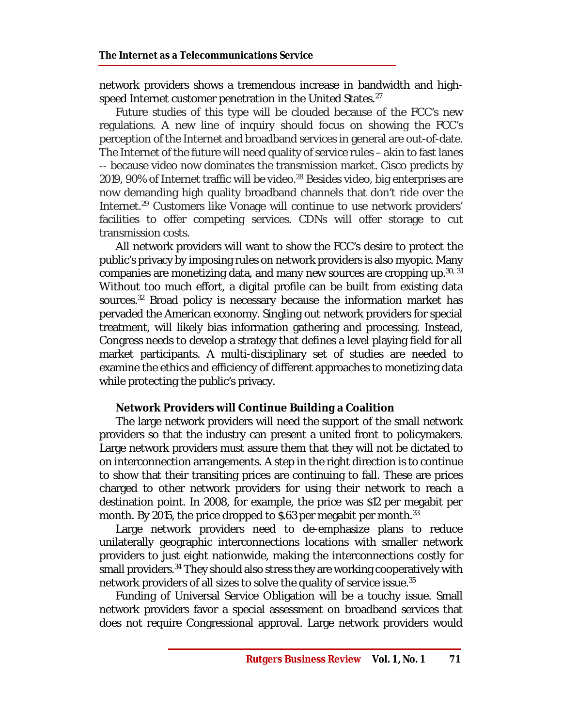network providers shows a tremendous increase in bandwidth and high-speed Internet customer penetration in the United States.[27]

Future studies of this type will be clouded because of the FCC's new regulations. A new line of inquiry should focus on showing the FCC's perception of the Internet and broadband services in general are out-of-date. The Internet of the future will need quality of service rules – akin to fast lanes -- because video now dominates the transmission market. Cisco predicts by 2019, 90% of Internet traffic will be video.[28] Besides video, big enterprises are now demanding high quality broadband channels that don't ride over the Internet.[29] Customers like Vonage will continue to use network providers' facilities to offer competing services. CDNs will offer storage to cut transmission costs.

All network providers will want to show the FCC's desire to protect the public's privacy by imposing rules on network providers is also myopic. Many companies are monetizing data, and many new sources are cropping up.[30, 31] Without too much effort, a digital profile can be built from existing data sources.[32] Broad policy is necessary because the information market has pervaded the American economy. Singling out network providers for special treatment, will likely bias information gathering and processing. Instead, Congress needs to develop a strategy that defines a level playing field for all market participants. A multi-disciplinary set of studies are needed to examine the ethics and efficiency of different approaches to monetizing data while protecting the public's privacy.

**Network Providers will Continue Building a Coalition**

The large network providers will need the support of the small network providers so that the industry can present a united front to policymakers. Large network providers must assure them that they will not be dictated to on interconnection arrangements. A step in the right direction is to continue to show that their transiting prices are continuing to fall. These are prices charged to other network providers for using their network to reach a destination point. In 2008, for example, the price was $12 per megabit per month. By 2015, the price dropped to $.63 per megabit per month.[33]

Large network providers need to de-emphasize plans to reduce unilaterally geographic interconnections locations with smaller network providers to just eight nationwide, making the interconnections costly for small providers.[34] They should also stress they are working cooperatively with network providers of all sizes to solve the quality of service issue.[35]

Funding of Universal Service Obligation will be a touchy issue. Small network providers favor a special assessment on broadband services that does not require Congressional approval. Large network providers would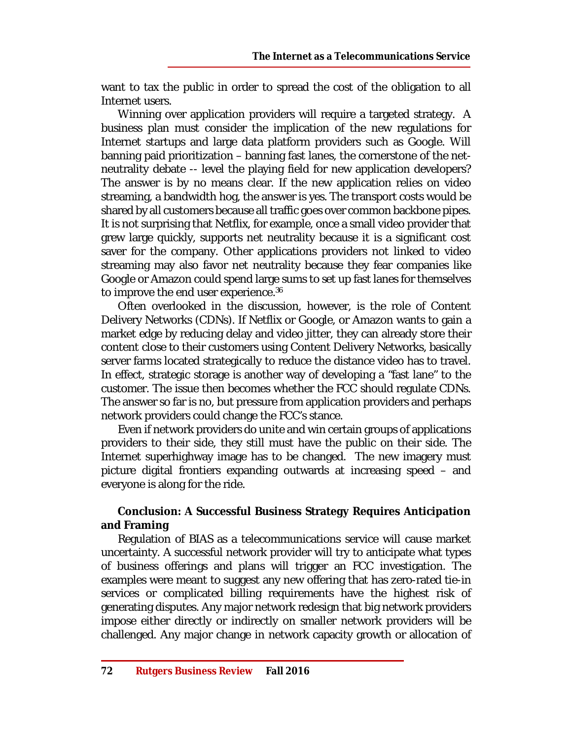want to tax the public in order to spread the cost of the obligation to all Internet users.

Winning over application providers will require a targeted strategy. A business plan must consider the implication of the new regulations for Internet startups and large data platform providers such as Google. Will banning paid prioritization – banning fast lanes, the cornerstone of the net-neutrality debate -- level the playing field for new application developers? The answer is by no means clear. If the new application relies on video streaming, a bandwidth hog, the answer is yes. The transport costs would be shared by all customers because all traffic goes over common backbone pipes. It is not surprising that Netflix, for example, once a small video provider that grew large quickly, supports net neutrality because it is a significant cost saver for the company. Other applications providers not linked to video streaming may also favor net neutrality because they fear companies like Google or Amazon could spend large sums to set up fast lanes for themselves to improve the end user experience.[36]

Often overlooked in the discussion, however, is the role of Content Delivery Networks (CDNs). If Netflix or Google, or Amazon wants to gain a market edge by reducing delay and video jitter, they can already store their content close to their customers using Content Delivery Networks, basically server farms located strategically to reduce the distance video has to travel. In effect, strategic storage is another way of developing a "fast lane" to the customer. The issue then becomes whether the FCC should regulate CDNs. The answer so far is no, but pressure from application providers and perhaps network providers could change the FCC's stance.

Even if network providers do unite and win certain groups of applications providers to their side, they still must have the public on their side. The Internet superhighway image has to be changed. The new imagery must picture digital frontiers expanding outwards at increasing speed – and everyone is along for the ride.

## Conclusion: A Successful Business Strategy Requires Anticipation and Framing

Regulation of BIAS as a telecommunications service will cause market uncertainty. A successful network provider will try to anticipate what types of business offerings and plans will trigger an FCC investigation. The examples were meant to suggest any new offering that has zero-rated tie-in services or complicated billing requirements have the highest risk of generating disputes. Any major network redesign that big network providers impose either directly or indirectly on smaller network providers will be challenged. Any major change in network capacity growth or allocation of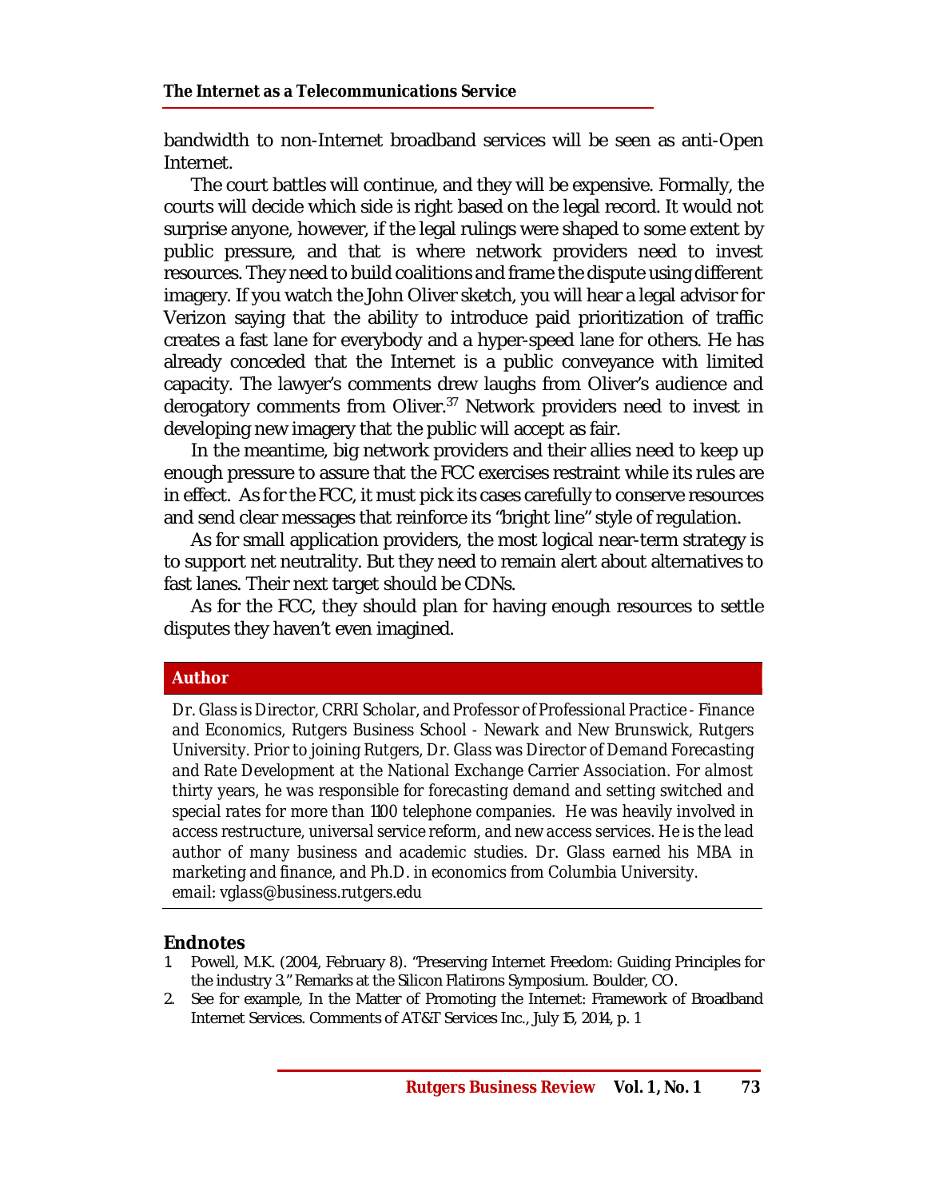bandwidth to non-Internet broadband services will be seen as anti-Open Internet.

The court battles will continue, and they will be expensive. Formally, the courts will decide which side is right based on the legal record. It would not surprise anyone, however, if the legal rulings were shaped to some extent by public pressure, and that is where network providers need to invest resources. They need to build coalitions and frame the dispute using different imagery. If you watch the John Oliver sketch, you will hear a legal advisor for Verizon saying that the ability to introduce paid prioritization of traffic creates a fast lane for everybody and a hyper-speed lane for others. He has already conceded that the Internet is a public conveyance with limited capacity. The lawyer's comments drew laughs from Oliver's audience and derogatory comments from Oliver.[37] Network providers need to invest in developing new imagery that the public will accept as fair.

In the meantime, big network providers and their allies need to keep up enough pressure to assure that the FCC exercises restraint while its rules are in effect. As for the FCC, it must pick its cases carefully to conserve resources and send clear messages that reinforce its "bright line" style of regulation.

As for small application providers, the most logical near-term strategy is to support net neutrality. But they need to remain alert about alternatives to fast lanes. Their next target should be CDNs.

As for the FCC, they should plan for having enough resources to settle disputes they haven't even imagined.

## Author

*Dr. Glass is Director, CRRI Scholar, and Professor of Professional Practice - Finance and Economics, Rutgers Business School - Newark and New Brunswick, Rutgers University. Prior to joining Rutgers, Dr. Glass was Director of Demand Forecasting and Rate Development at the National Exchange Carrier Association. For almost thirty years, he was responsible for forecasting demand and setting switched and special rates for more than 1100 telephone companies. He was heavily involved in access restructure, universal service reform, and new access services. He is the lead author of many business and academic studies. Dr. Glass earned his MBA in marketing and finance, and Ph.D. in economics from Columbia University.*
*email: vglass@business.rutgers.edu*

## Endnotes

1. Powell, M.K. (2004, February 8). "Preserving Internet Freedom: Guiding Principles for the industry 3." Remarks at the Silicon Flatirons Symposium. Boulder, CO.
2. See for example, In the Matter of Promoting the Internet: Framework of Broadband Internet Services. Comments of AT&T Services Inc., July 15, 2014, p. 1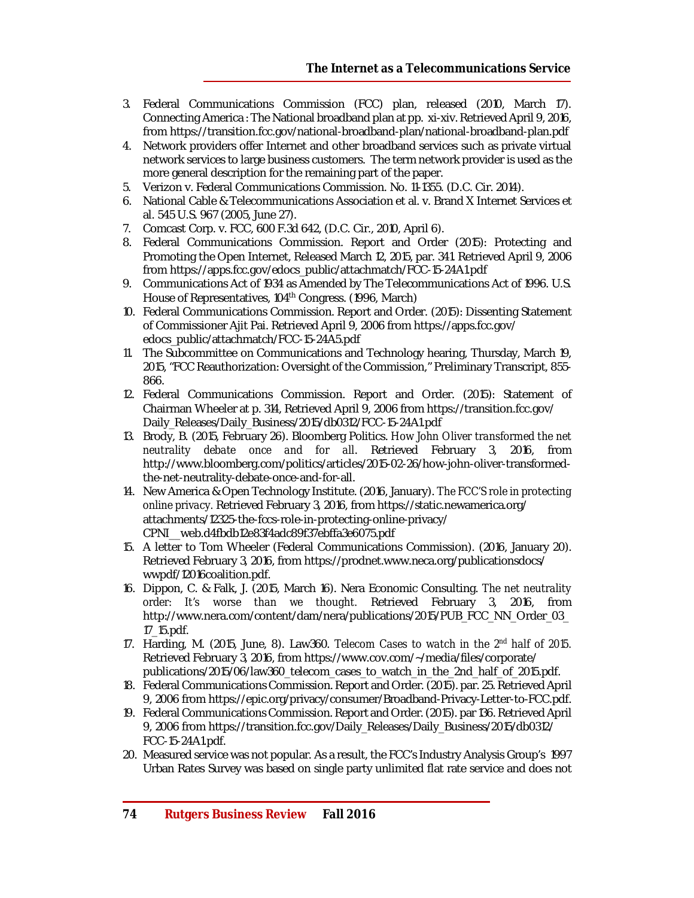3. Federal Communications Commission (FCC) plan, released (2010, March 17). Connecting America : The National broadband plan at pp. xi-xiv. Retrieved April 9, 2016, from https://transition.fcc.gov/national-broadband-plan/national-broadband-plan.pdf
4. Network providers offer Internet and other broadband services such as private virtual network services to large business customers. The term network provider is used as the more general description for the remaining part of the paper.
5. Verizon v. Federal Communications Commission. No. 11-1355. (D.C. Cir. 2014).
6. National Cable & Telecommunications Association et al. v. Brand X Internet Services et al. 545 U.S. 967 (2005, June 27).
7. Comcast Corp. v. FCC, 600 F.3d 642, (D.C. Cir., 2010, April 6).
8. Federal Communications Commission. Report and Order (2015): Protecting and Promoting the Open Internet, Released March 12, 2015, par. 341. Retrieved April 9, 2006 from https://apps.fcc.gov/edocs_public/attachmatch/FCC-15-24A1.pdf
9. Communications Act of 1934 as Amended by The Telecommunications Act of 1996. U.S. House of Representatives, 104th Congress. (1996, March)
10. Federal Communications Commission. Report and Order. (2015): Dissenting Statement of Commissioner Ajit Pai. Retrieved April 9, 2006 from https://apps.fcc.gov/edocs_public/attachmatch/FCC-15-24A5.pdf
11. The Subcommittee on Communications and Technology hearing, Thursday, March 19, 2015, "FCC Reauthorization: Oversight of the Commission," Preliminary Transcript, 855-866.
12. Federal Communications Commission. Report and Order. (2015): Statement of Chairman Wheeler at p. 314, Retrieved April 9, 2006 from https://transition.fcc.gov/Daily_Releases/Daily_Business/2015/db0312/FCC-15-24A1.pdf
13. Brody, B. (2015, February 26). Bloomberg Politics. *How John Oliver transformed the net neutrality debate once and for all*. Retrieved February 3, 2016, from http://www.bloomberg.com/politics/articles/2015-02-26/how-john-oliver-transformed-the-net-neutrality-debate-once-and-for-all.
14. New America & Open Technology Institute. (2016, January). *The FCC'S role in protecting online privacy*. Retrieved February 3, 2016, from https://static.newamerica.org/attachments/12325-the-fccs-role-in-protecting-online-privacy/CPNI__web.d4fbdb12e83f4adc89f37ebffa3e6075.pdf
15. A letter to Tom Wheeler (Federal Communications Commission). (2016, January 20). Retrieved February 3, 2016, from https://prodnet.www.neca.org/publicationsdocs/wwpdf/12016coalition.pdf.
16. Dippon, C. & Falk, J. (2015, March 16). Nera Economic Consulting. *The net neutrality order: It's worse than we thought*. Retrieved February 3, 2016, from http://www.nera.com/content/dam/nera/publications/2015/PUB_FCC_NN_Order_03_17_15.pdf.
17. Harding, M. (2015, June, 8). Law360. *Telecom Cases to watch in the 2nd half of 2015*. Retrieved February 3, 2016, from https://www.cov.com/~/media/files/corporate/publications/2015/06/law360_telecom_cases_to_watch_in_the_2nd_half_of_2015.pdf.
18. Federal Communications Commission. Report and Order. (2015). par. 25. Retrieved April 9, 2006 from https://epic.org/privacy/consumer/Broadband-Privacy-Letter-to-FCC.pdf.
19. Federal Communications Commission. Report and Order. (2015). par 136. Retrieved April 9, 2006 from https://transition.fcc.gov/Daily_Releases/Daily_Business/2015/db0312/FCC-15-24A1.pdf.
20. Measured service was not popular. As a result, the FCC's Industry Analysis Group's 1997 Urban Rates Survey was based on single party unlimited flat rate service and does not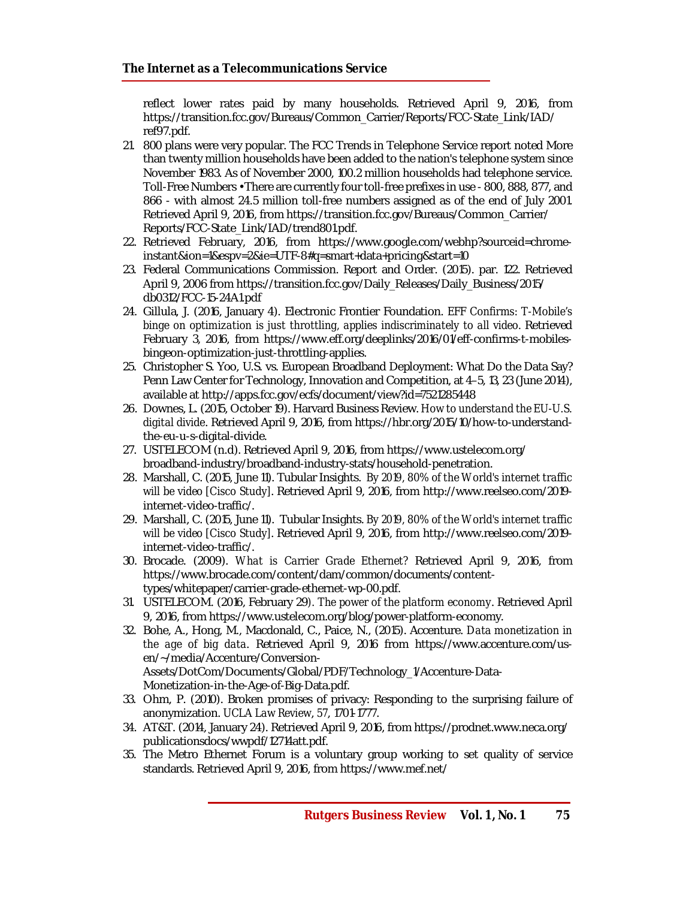reflect lower rates paid by many households. Retrieved April 9, 2016, from https://transition.fcc.gov/Bureaus/Common_Carrier/Reports/FCC-State_Link/IAD/ref97.pdf.

21. 800 plans were very popular. The FCC Trends in Telephone Service report noted More than twenty million households have been added to the nation's telephone system since November 1983. As of November 2000, 100.2 million households had telephone service. Toll-Free Numbers •There are currently four toll-free prefixes in use - 800, 888, 877, and 866 - with almost 24.5 million toll-free numbers assigned as of the end of July 2001. Retrieved April 9, 2016, from https://transition.fcc.gov/Bureaus/Common_Carrier/Reports/FCC-State_Link/IAD/trend801.pdf.
22. Retrieved February, 2016, from https://www.google.com/webhp?sourceid=chrome-instant&ion=1&espv=2&ie=UTF-8#q=smart+data+pricing&start=10
23. Federal Communications Commission. Report and Order. (2015). par. 122. Retrieved April 9, 2006 from https://transition.fcc.gov/Daily_Releases/Daily_Business/2015/db0312/FCC-15-24A1.pdf
24. Gillula, J. (2016, January 4). Electronic Frontier Foundation. *EFF Confirms: T-Mobile's binge on optimization is just throttling, applies indiscriminately to all video*. Retrieved February 3, 2016, from https://www.eff.org/deeplinks/2016/01/eff-confirms-t-mobiles-bingeon-optimization-just-throttling-applies.
25. Christopher S. Yoo, U.S. vs. European Broadband Deployment: What Do the Data Say? Penn Law Center for Technology, Innovation and Competition, at 4–5, 13, 23 (June 2014), available at http://apps.fcc.gov/ecfs/document/view?id=7521285448
26. Downes, L. (2015, October 19). Harvard Business Review. *How to understand the EU-U.S. digital divide*. Retrieved April 9, 2016, from https://hbr.org/2015/10/how-to-understand-the-eu-u-s-digital-divide.
27. USTELECOM (n.d). Retrieved April 9, 2016, from https://www.ustelecom.org/broadband-industry/broadband-industry-stats/household-penetration.
28. Marshall, C. (2015, June 11). Tubular Insights. *By 2019, 80% of the World's internet traffic will be video [Cisco Study]*. Retrieved April 9, 2016, from http://www.reelseo.com/2019-internet-video-traffic/.
29. Marshall, C. (2015, June 11). Tubular Insights. *By 2019, 80% of the World's internet traffic will be video [Cisco Study]*. Retrieved April 9, 2016, from http://www.reelseo.com/2019-internet-video-traffic/.
30. Brocade. (2009). *What is Carrier Grade Ethernet?* Retrieved April 9, 2016, from https://www.brocade.com/content/dam/common/documents/content-types/whitepaper/carrier-grade-ethernet-wp-00.pdf.
31. USTELECOM. (2016, February 29). *The power of the platform economy*. Retrieved April 9, 2016, from https://www.ustelecom.org/blog/power-platform-economy.
32. Bohe, A., Hong, M., Macdonald, C., Paice, N., (2015). Accenture. *Data monetization in the age of big data*. Retrieved April 9, 2016 from https://www.accenture.com/us-en/~/media/Accenture/Conversion-Assets/DotCom/Documents/Global/PDF/Technology_1/Accenture-Data-Monetization-in-the-Age-of-Big-Data.pdf.
33. Ohm, P. (2010). Broken promises of privacy: Responding to the surprising failure of anonymization. *UCLA Law Review*, *57*, 1701-1777.
34. AT&T. (2014, January 24). Retrieved April 9, 2016, from https://prodnet.www.neca.org/publicationsdocs/wwpdf/12714att.pdf.
35. The Metro Ethernet Forum is a voluntary group working to set quality of service standards. Retrieved April 9, 2016, from https://www.mef.net/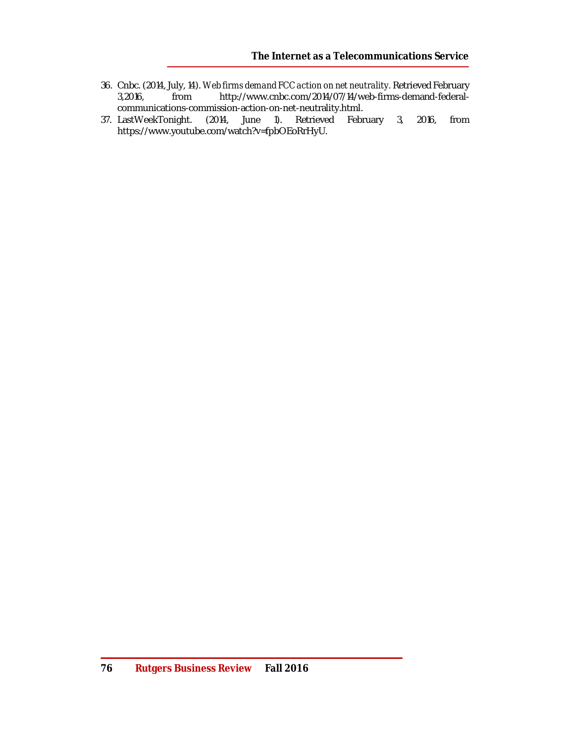36. Cnbc. (2014, July, 14). *Web firms demand FCC action on net neutrality*. Retrieved February 3,2016, from http://www.cnbc.com/2014/07/14/web-firms-demand-federal-communications-commission-action-on-net-neutrality.html.
37. LastWeekTonight. (2014, June 1). Retrieved February 3, 2016, from https://www.youtube.com/watch?v=fpbOEoRrHyU.